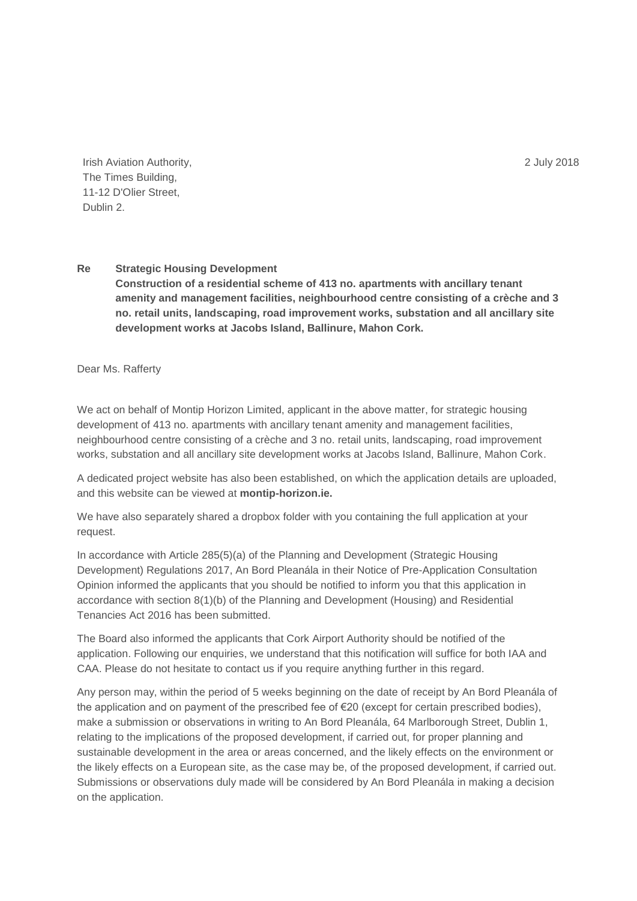Irish Aviation Authority,
The Times Building,
11-12 D'Olier Street,
Dublin 2.

2 July 2018

**Re** **Strategic Housing Development**
**Construction of a residential scheme of 413 no. apartments with ancillary tenant amenity and management facilities, neighbourhood centre consisting of a crèche and 3 no. retail units, landscaping, road improvement works, substation and all ancillary site development works at Jacobs Island, Ballinure, Mahon Cork.**

Dear Ms. Rafferty

We act on behalf of Montip Horizon Limited, applicant in the above matter, for strategic housing development of 413 no. apartments with ancillary tenant amenity and management facilities, neighbourhood centre consisting of a crèche and 3 no. retail units, landscaping, road improvement works, substation and all ancillary site development works at Jacobs Island, Ballinure, Mahon Cork.

A dedicated project website has also been established, on which the application details are uploaded, and this website can be viewed at **montip-horizon.ie.**

We have also separately shared a dropbox folder with you containing the full application at your request.

In accordance with Article 285(5)(a) of the Planning and Development (Strategic Housing Development) Regulations 2017, An Bord Pleanála in their Notice of Pre-Application Consultation Opinion informed the applicants that you should be notified to inform you that this application in accordance with section 8(1)(b) of the Planning and Development (Housing) and Residential Tenancies Act 2016 has been submitted.

The Board also informed the applicants that Cork Airport Authority should be notified of the application. Following our enquiries, we understand that this notification will suffice for both IAA and CAA. Please do not hesitate to contact us if you require anything further in this regard.

Any person may, within the period of 5 weeks beginning on the date of receipt by An Bord Pleanála of the application and on payment of the prescribed fee of €20 (except for certain prescribed bodies), make a submission or observations in writing to An Bord Pleanála, 64 Marlborough Street, Dublin 1, relating to the implications of the proposed development, if carried out, for proper planning and sustainable development in the area or areas concerned, and the likely effects on the environment or the likely effects on a European site, as the case may be, of the proposed development, if carried out. Submissions or observations duly made will be considered by An Bord Pleanála in making a decision on the application.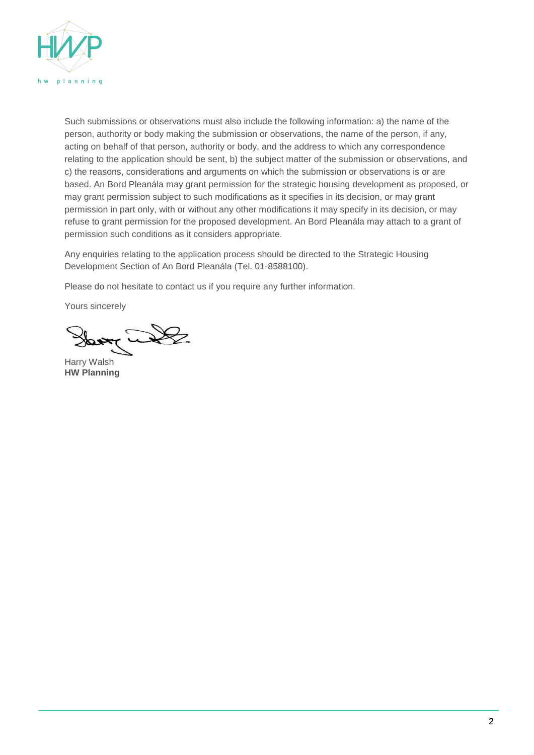Such submissions or observations must also include the following information: a) the name of the person, authority or body making the submission or observations, the name of the person, if any, acting on behalf of that person, authority or body, and the address to which any correspondence relating to the application should be sent, b) the subject matter of the submission or observations, and c) the reasons, considerations and arguments on which the submission or observations is or are based. An Bord Pleanála may grant permission for the strategic housing development as proposed, or may grant permission subject to such modifications as it specifies in its decision, or may grant permission in part only, with or without any other modifications it may specify in its decision, or may refuse to grant permission for the proposed development. An Bord Pleanála may attach to a grant of permission such conditions as it considers appropriate.

Any enquiries relating to the application process should be directed to the Strategic Housing Development Section of An Bord Pleanála (Tel. 01-8588100).

Please do not hesitate to contact us if you require any further information.

Yours sincerely

Harry Walsh
**HW Planning**